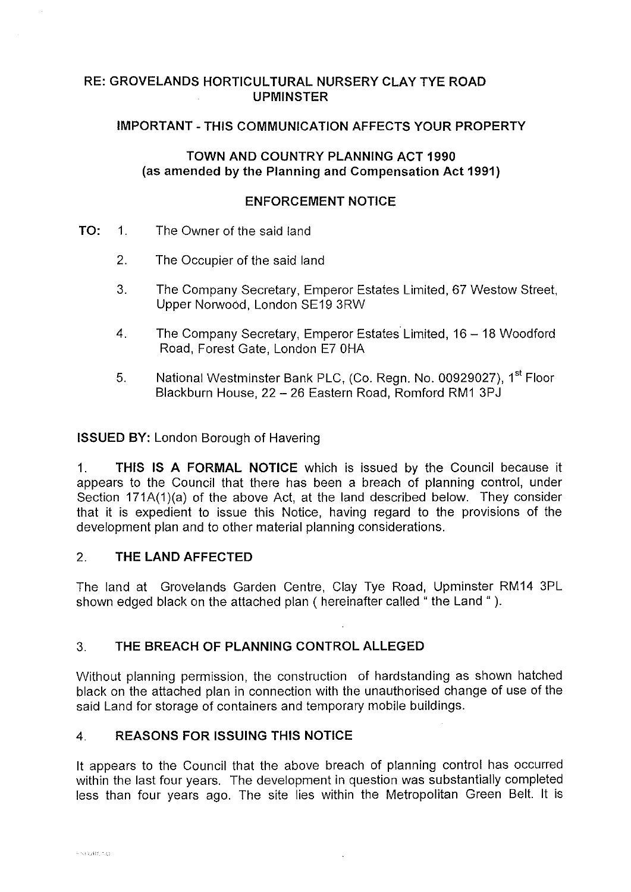## RE: GROVELANDS HORTICULTURAL NURSERY CLAY TYE ROAD UPMINSTER

### IMPORTANT - THIS COMMUNICATION AFFECTS YOUR PROPERTY

### TOWN AND COUNTRY PLANNING ACT 1990
**(as amended by the Planning and Compensation Act 1991)**

### ENFORCEMENT NOTICE

**TO:**

1. The Owner of the said land
2. The Occupier of the said land
3. The Company Secretary, Emperor Estates Limited, 67 Westow Street, Upper Norwood, London SE19 3RW
4. The Company Secretary, Emperor Estates Limited, 16 – 18 Woodford Road, Forest Gate, London E7 0HA
5. National Westminster Bank PLC, (Co. Regn. No. 00929027), 1st Floor Blackburn House, 22 – 26 Eastern Road, Romford RM1 3PJ

**ISSUED BY:** London Borough of Havering

1. **THIS IS A FORMAL NOTICE** which is issued by the Council because it appears to the Council that there has been a breach of planning control, under Section 171A(1)(a) of the above Act, at the land described below. They consider that it is expedient to issue this Notice, having regard to the provisions of the development plan and to other material planning considerations.

2. **THE LAND AFFECTED**

The land at Grovelands Garden Centre, Clay Tye Road, Upminster RM14 3PL shown edged black on the attached plan ( hereinafter called " the Land " ).

3. **THE BREACH OF PLANNING CONTROL ALLEGED**

Without planning permission, the construction of hardstanding as shown hatched black on the attached plan in connection with the unauthorised change of use of the said Land for storage of containers and temporary mobile buildings.

4. **REASONS FOR ISSUING THIS NOTICE**

It appears to the Council that the above breach of planning control has occurred within the last four years. The development in question was substantially completed less than four years ago. The site lies within the Metropolitan Green Belt. It is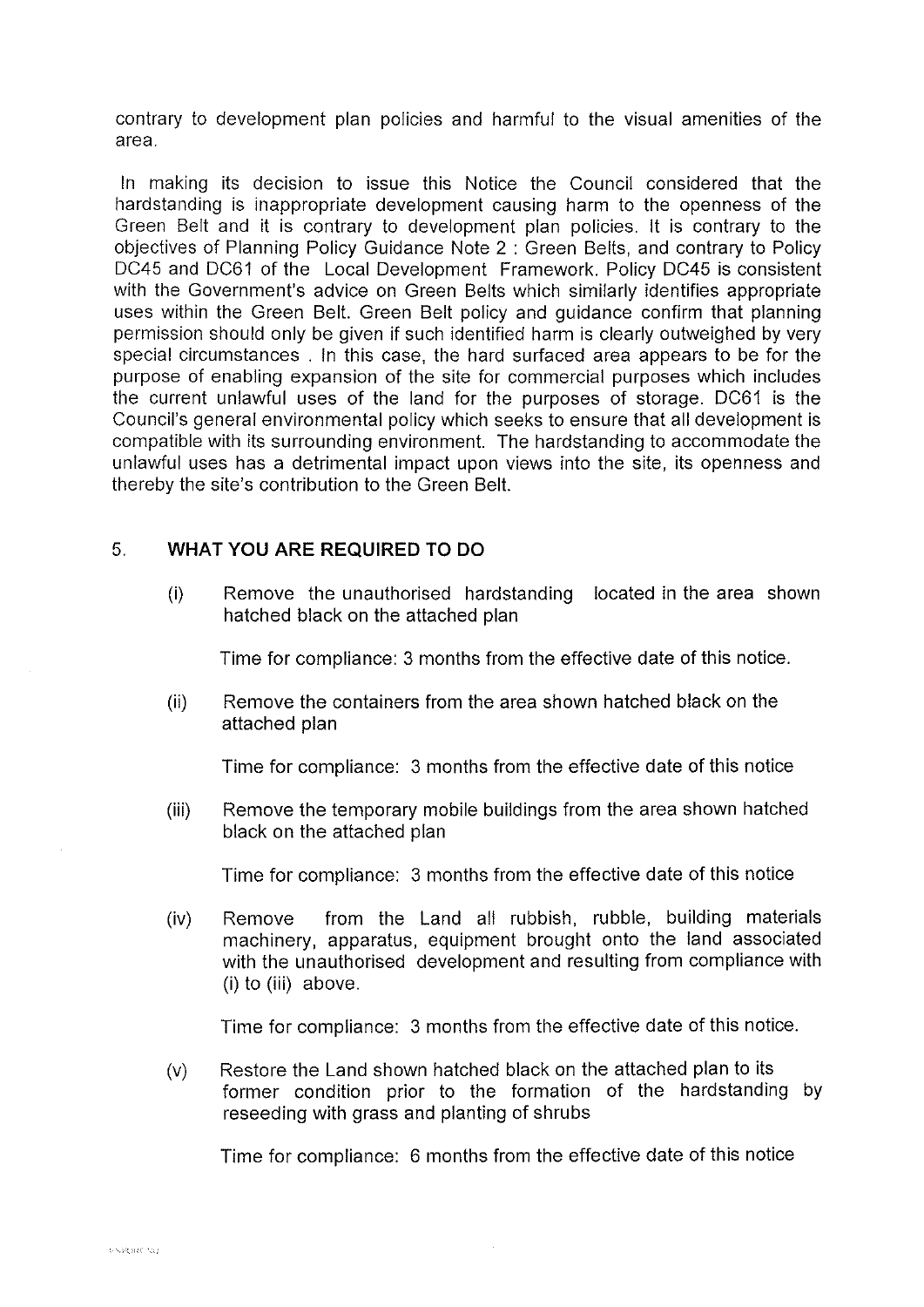contrary to development plan policies and harmful to the visual amenities of the area.

In making its decision to issue this Notice the Council considered that the hardstanding is inappropriate development causing harm to the openness of the Green Belt and it is contrary to development plan policies. It is contrary to the objectives of Planning Policy Guidance Note 2 : Green Belts, and contrary to Policy DC45 and DC61 of the Local Development Framework. Policy DC45 is consistent with the Government's advice on Green Belts which similarly identifies appropriate uses within the Green Belt. Green Belt policy and guidance confirm that planning permission should only be given if such identified harm is clearly outweighed by very special circumstances . In this case, the hard surfaced area appears to be for the purpose of enabling expansion of the site for commercial purposes which includes the current unlawful uses of the land for the purposes of storage. DC61 is the Council's general environmental policy which seeks to ensure that all development is compatible with its surrounding environment. The hardstanding to accommodate the unlawful uses has a detrimental impact upon views into the site, its openness and thereby the site's contribution to the Green Belt.

## 5. WHAT YOU ARE REQUIRED TO DO

(i) Remove the unauthorised hardstanding located in the area shown hatched black on the attached plan

Time for compliance: 3 months from the effective date of this notice.

(ii) Remove the containers from the area shown hatched black on the attached plan

Time for compliance: 3 months from the effective date of this notice

(iii) Remove the temporary mobile buildings from the area shown hatched black on the attached plan

Time for compliance: 3 months from the effective date of this notice

(iv) Remove from the Land all rubbish, rubble, building materials machinery, apparatus, equipment brought onto the land associated with the unauthorised development and resulting from compliance with (i) to (iii) above.

Time for compliance: 3 months from the effective date of this notice.

(v) Restore the Land shown hatched black on the attached plan to its former condition prior to the formation of the hardstanding by reseeding with grass and planting of shrubs

Time for compliance: 6 months from the effective date of this notice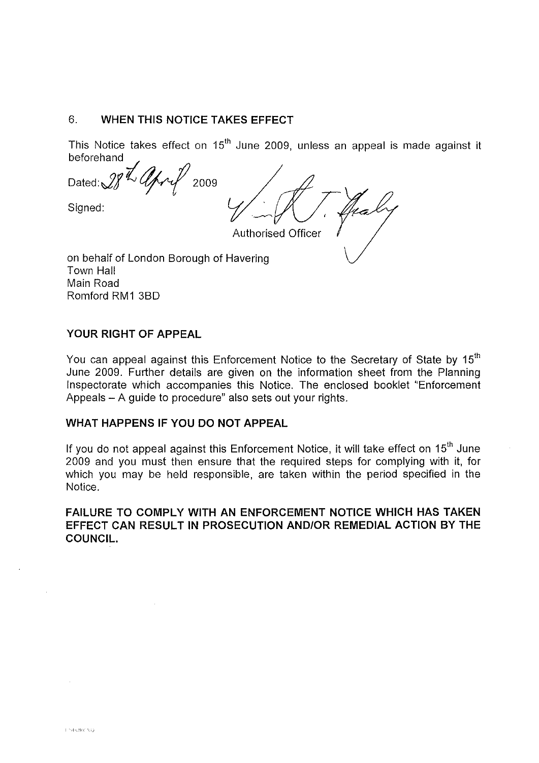## 6. WHEN THIS NOTICE TAKES EFFECT

This Notice takes effect on 15th June 2009, unless an appeal is made against it beforehand

Dated: 28th April 2009

Signed:

Authorised Officer

on behalf of London Borough of Havering
Town Hall
Main Road
Romford RM1 3BD

### YOUR RIGHT OF APPEAL

You can appeal against this Enforcement Notice to the Secretary of State by 15th June 2009. Further details are given on the information sheet from the Planning Inspectorate which accompanies this Notice. The enclosed booklet "Enforcement Appeals – A guide to procedure" also sets out your rights.

### WHAT HAPPENS IF YOU DO NOT APPEAL

If you do not appeal against this Enforcement Notice, it will take effect on 15th June 2009 and you must then ensure that the required steps for complying with it, for which you may be held responsible, are taken within the period specified in the Notice.

**FAILURE TO COMPLY WITH AN ENFORCEMENT NOTICE WHICH HAS TAKEN EFFECT CAN RESULT IN PROSECUTION AND/OR REMEDIAL ACTION BY THE COUNCIL.**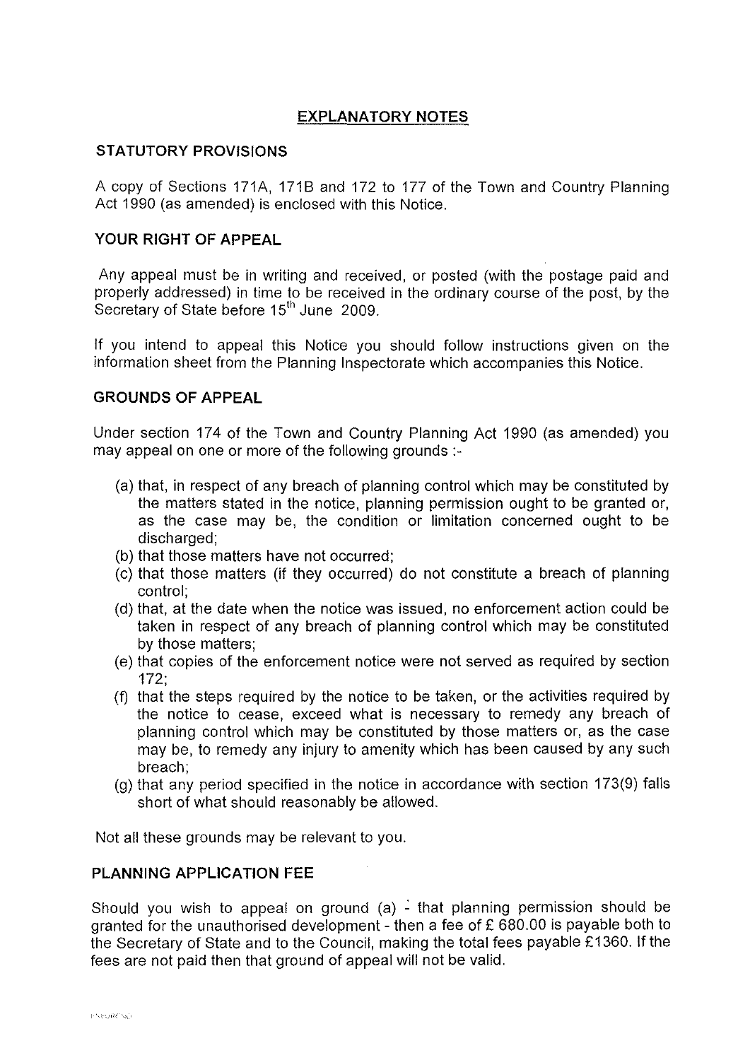# EXPLANATORY NOTES

## STATUTORY PROVISIONS

A copy of Sections 171A, 171B and 172 to 177 of the Town and Country Planning Act 1990 (as amended) is enclosed with this Notice.

## YOUR RIGHT OF APPEAL

Any appeal must be in writing and received, or posted (with the postage paid and properly addressed) in time to be received in the ordinary course of the post, by the Secretary of State before 15th June 2009.

If you intend to appeal this Notice you should follow instructions given on the information sheet from the Planning Inspectorate which accompanies this Notice.

## GROUNDS OF APPEAL

Under section 174 of the Town and Country Planning Act 1990 (as amended) you may appeal on one or more of the following grounds :-

(a) that, in respect of any breach of planning control which may be constituted by the matters stated in the notice, planning permission ought to be granted or, as the case may be, the condition or limitation concerned ought to be discharged;
(b) that those matters have not occurred;
(c) that those matters (if they occurred) do not constitute a breach of planning control;
(d) that, at the date when the notice was issued, no enforcement action could be taken in respect of any breach of planning control which may be constituted by those matters;
(e) that copies of the enforcement notice were not served as required by section 172;
(f) that the steps required by the notice to be taken, or the activities required by the notice to cease, exceed what is necessary to remedy any breach of planning control which may be constituted by those matters or, as the case may be, to remedy any injury to amenity which has been caused by any such breach;
(g) that any period specified in the notice in accordance with section 173(9) falls short of what should reasonably be allowed.

Not all these grounds may be relevant to you.

## PLANNING APPLICATION FEE

Should you wish to appeal on ground (a) - that planning permission should be granted for the unauthorised development - then a fee of £ 680.00 is payable both to the Secretary of State and to the Council, making the total fees payable £1360. If the fees are not paid then that ground of appeal will not be valid.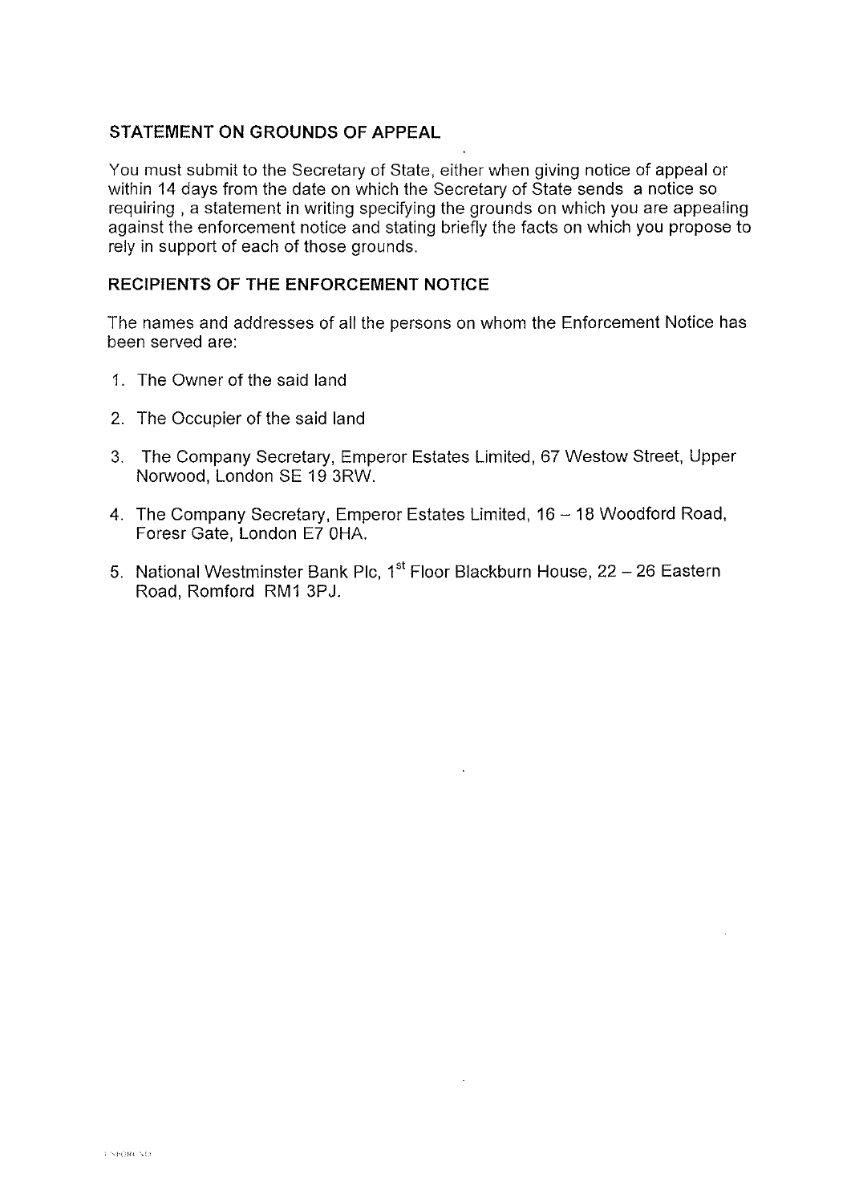## STATEMENT ON GROUNDS OF APPEAL

You must submit to the Secretary of State, either when giving notice of appeal or within 14 days from the date on which the Secretary of State sends a notice so requiring , a statement in writing specifying the grounds on which you are appealing against the enforcement notice and stating briefly the facts on which you propose to rely in support of each of those grounds.

## RECIPIENTS OF THE ENFORCEMENT NOTICE

The names and addresses of all the persons on whom the Enforcement Notice has been served are:

1. The Owner of the said land
2. The Occupier of the said land
3. The Company Secretary, Emperor Estates Limited, 67 Westow Street, Upper Norwood, London SE 19 3RW.
4. The Company Secretary, Emperor Estates Limited, 16 – 18 Woodford Road, Foresr Gate, London E7 0HA.
5. National Westminster Bank Plc, 1st Floor Blackburn House, 22 – 26 Eastern Road, Romford RM1 3PJ.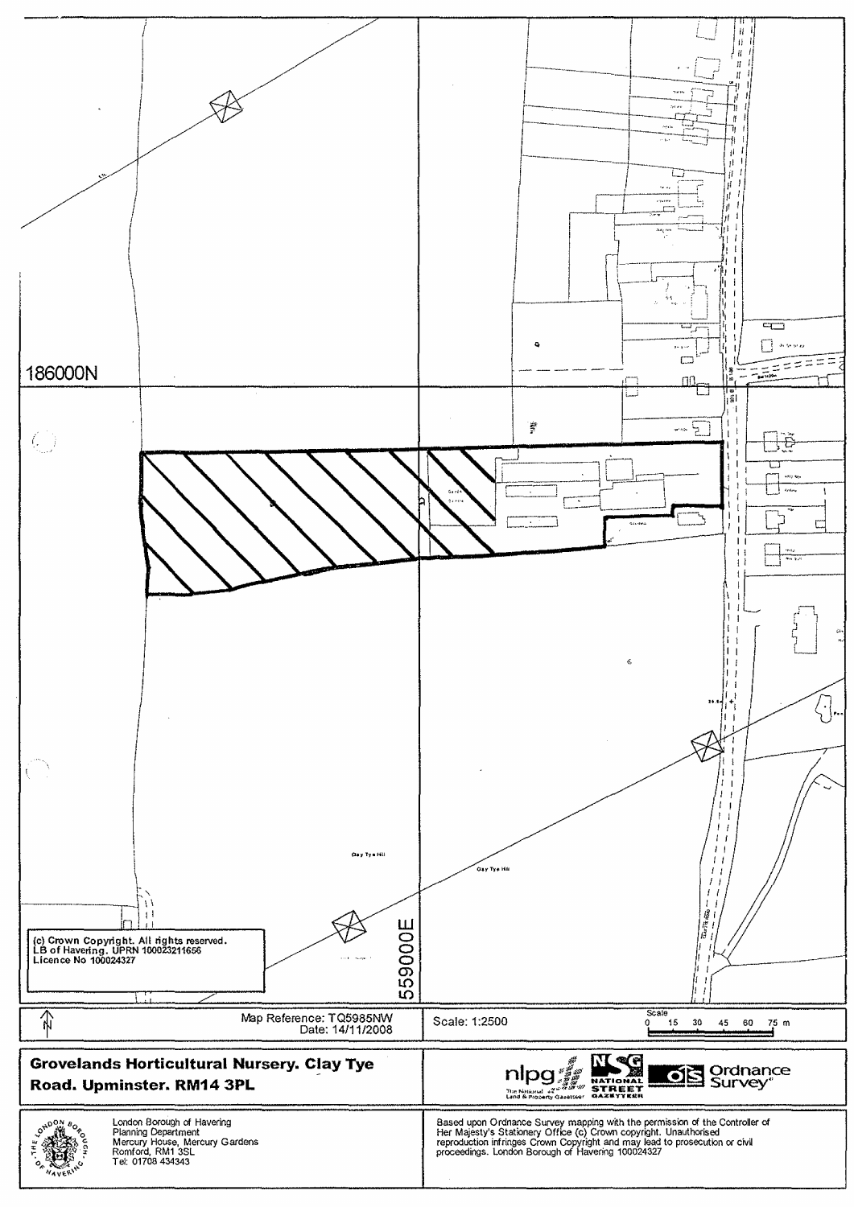186000N

559000E

(c) Crown Copyright. All rights reserved.
LB of Havering. UPRN 100023211656
Licence No 100024327

Map Reference: TQ5985NW
Date: 14/11/2008

Scale: 1:2500

Scale
0 15 30 45 60 75 m

**Grovelands Horticultural Nursery. Clay Tye Road. Upminster. RM14 3PL**

London Borough of Havering
Planning Department
Mercury House, Mercury Gardens
Romford, RM1 3SL
Tel: 01708 434343

Based upon Ordnance Survey mapping with the permission of the Controller of Her Majesty's Stationery Office (c) Crown copyright. Unauthorised reproduction infringes Crown Copyright and may lead to prosecution or civil proceedings. London Borough of Havering 100024327